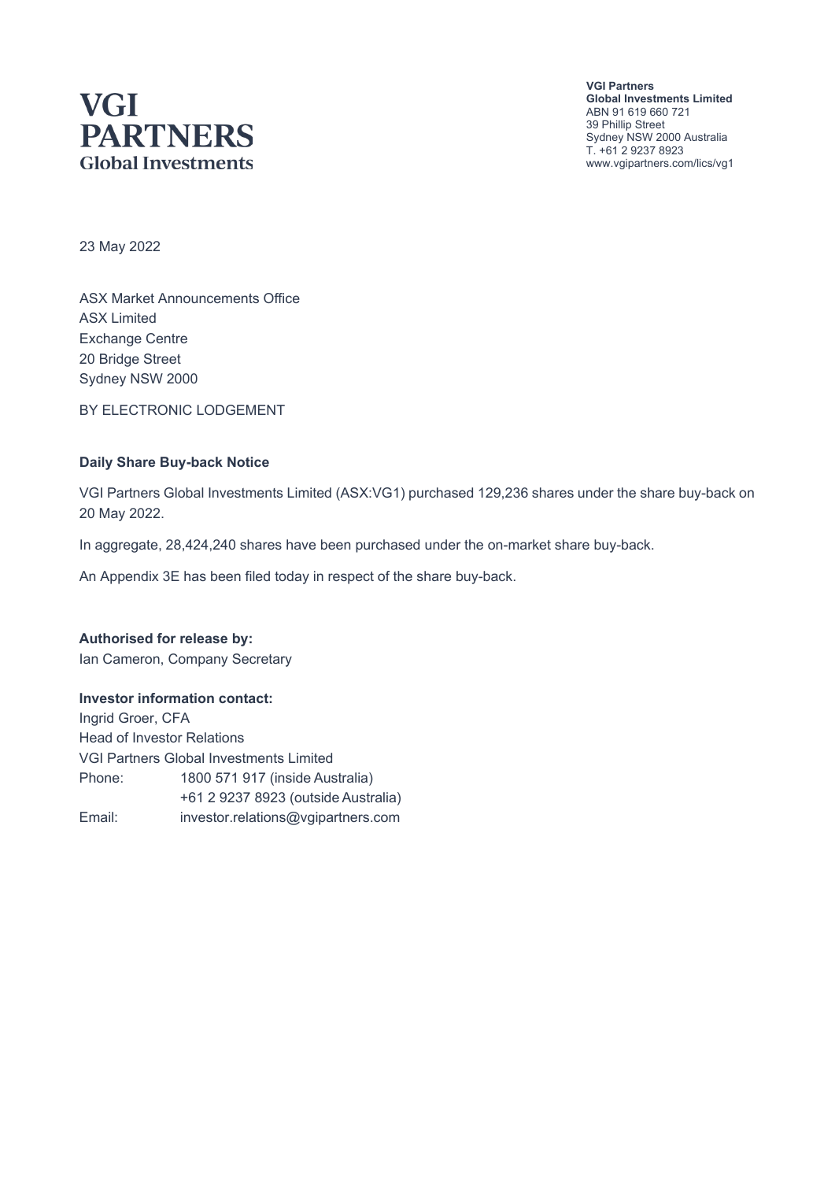**VGI PARTNERS**
**Global Investments**

**VGI Partners**
**Global Investments Limited**
ABN 91 619 660 721
39 Phillip Street
Sydney NSW 2000 Australia
T. +61 2 9237 8923
www.vgipartners.com/lics/vg1

23 May 2022

ASX Market Announcements Office
ASX Limited
Exchange Centre
20 Bridge Street
Sydney NSW 2000

BY ELECTRONIC LODGEMENT

**Daily Share Buy-back Notice**

VGI Partners Global Investments Limited (ASX:VG1) purchased 129,236 shares under the share buy-back on 20 May 2022.

In aggregate, 28,424,240 shares have been purchased under the on-market share buy-back.

An Appendix 3E has been filed today in respect of the share buy-back.

**Authorised for release by:**
Ian Cameron, Company Secretary

**Investor information contact:**
Ingrid Groer, CFA
Head of Investor Relations
VGI Partners Global Investments Limited

| | |
|---|---|
| Phone: | 1800 571 917 (inside Australia) |
| | +61 2 9237 8923 (outside Australia) |
| Email: | investor.relations@vgipartners.com |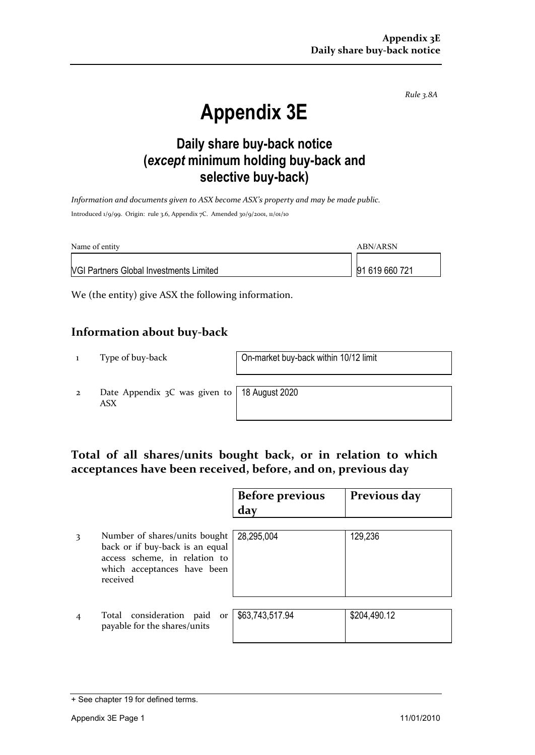*Rule 3.8A*

# Appendix 3E

## Daily share buy-back notice (*except* minimum holding buy-back and selective buy-back)

*Information and documents given to ASX become ASX's property and may be made public.*

Introduced 1/9/99. Origin: rule 3.6, Appendix 7C. Amended 30/9/2001, 11/01/10

| Name of entity | ABN/ARSN |
|---|---|
| VGI Partners Global Investments Limited | 91 619 660 721 |

We (the entity) give ASX the following information.

## Information about buy-back

| | | |
|---|---|---|
| 1 | Type of buy-back | On-market buy-back within 10/12 limit |
| 2 | Date Appendix 3C was given to ASX | 18 August 2020 |

## Total of all shares/units bought back, or in relation to which acceptances have been received, before, and on, previous day

| | | Before previous day | Previous day |
|---|---|---|---|
| 3 | Number of shares/units bought back or if buy-back is an equal access scheme, in relation to which acceptances have been received | 28,295,004 | 129,236 |
| 4 | Total consideration paid or payable for the shares/units | $63,743,517.94 | $204,490.12 |

+ See chapter 19 for defined terms.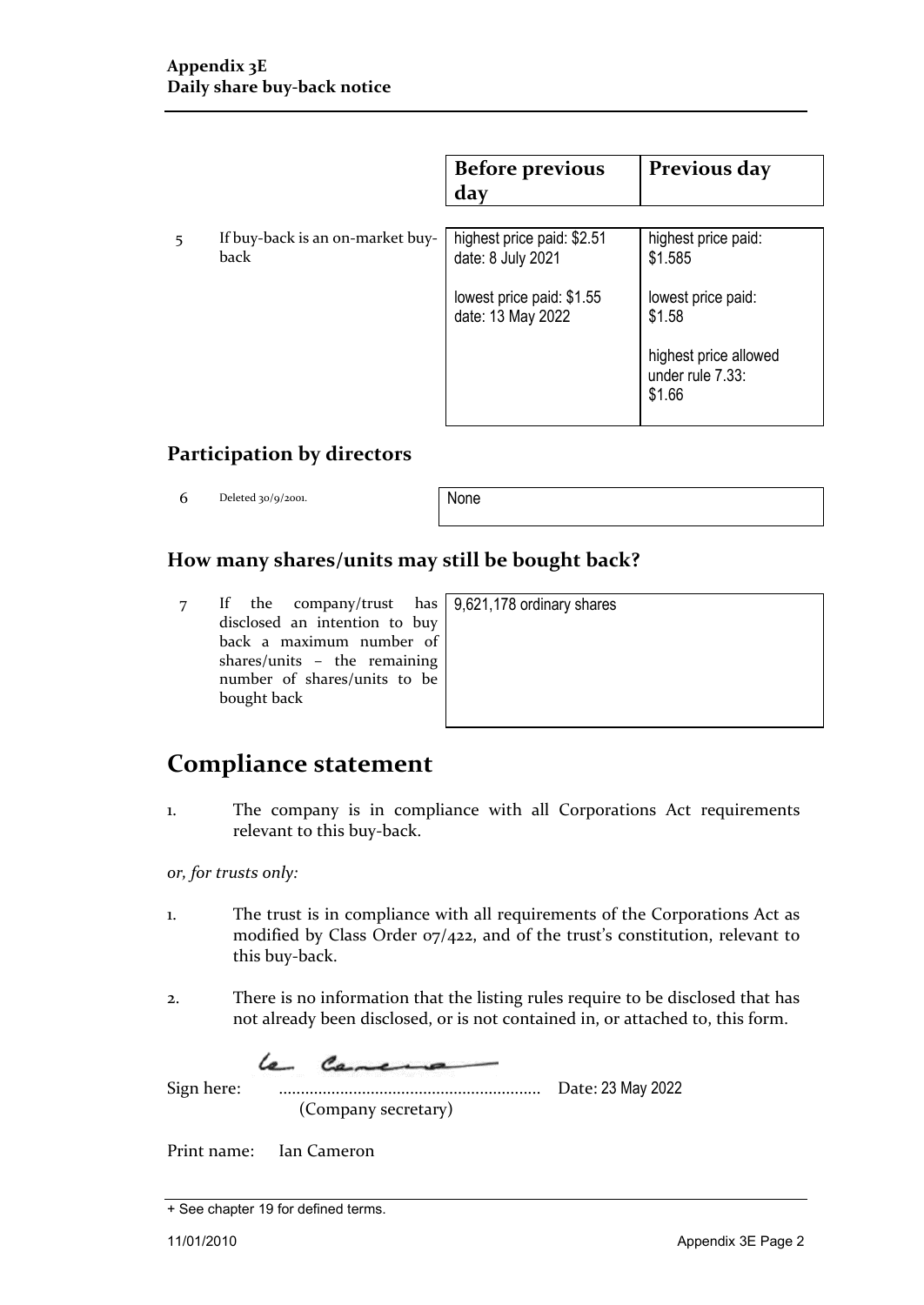## Appendix 3E
## Daily share buy-back notice

| | | Before previous day | Previous day |
|---|---|---|---|
| 5 | If buy-back is an on-market buy-back | highest price paid: $2.51<br>date: 8 July 2021<br><br>lowest price paid: $1.55<br>date: 13 May 2022 | highest price paid: $1.585<br><br>lowest price paid: $1.58<br><br>highest price allowed under rule 7.33: $1.66 |

## Participation by directors

| | | |
|---|---|---|
| 6 | Deleted 30/9/2001. | None |

## How many shares/units may still be bought back?

| | | |
|---|---|---|
| 7 | If the company/trust has disclosed an intention to buy back a maximum number of shares/units – the remaining number of shares/units to be bought back | 9,621,178 ordinary shares |

# Compliance statement

1. The company is in compliance with all Corporations Act requirements relevant to this buy-back.

*or, for trusts only:*

1. The trust is in compliance with all requirements of the Corporations Act as modified by Class Order 07/422, and of the trust's constitution, relevant to this buy-back.

2. There is no information that the listing rules require to be disclosed that has not already been disclosed, or is not contained in, or attached to, this form.

Sign here: ............................................................ Date: 23 May 2022
(Company secretary)

Print name: Ian Cameron

+ See chapter 19 for defined terms.